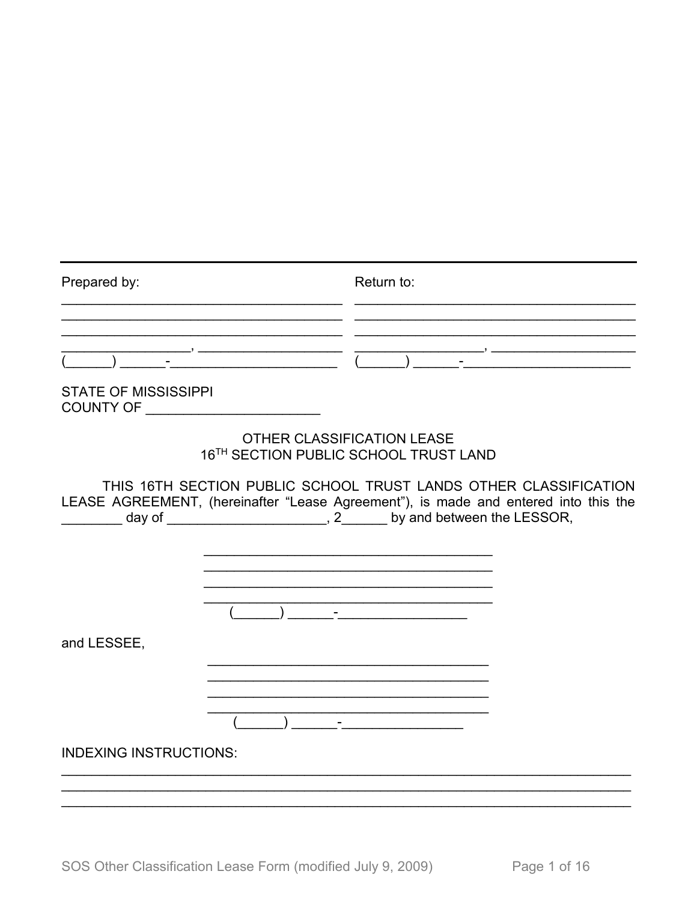| Prepared by: | Return to: |
|---|---|
| ________________________________________ | ________________________________________ |
| ________________________________________ | ________________________________________ |
| ________________________________________ | ________________________________________ |
| __________________, ____________________ | __________________, ____________________ |
| (______) ______-_______________________ | (______) ______-_______________________ |

STATE OF MISSISSIPPI
COUNTY OF _______________________

OTHER CLASSIFICATION LEASE
16TH SECTION PUBLIC SCHOOL TRUST LAND

THIS 16TH SECTION PUBLIC SCHOOL TRUST LANDS OTHER CLASSIFICATION LEASE AGREEMENT, (hereinafter "Lease Agreement"), is made and entered into this the ________ day of ______________________, 2______ by and between the LESSOR,

________________________________________
________________________________________
________________________________________
________________________________________
(______) ______-_________________

and LESSEE,

______________________________________
______________________________________
______________________________________
______________________________________
(______) ______-________________

INDEXING INSTRUCTIONS:

___________________________________________________________________________
___________________________________________________________________________
___________________________________________________________________________

SOS Other Classification Lease Form (modified July 9, 2009)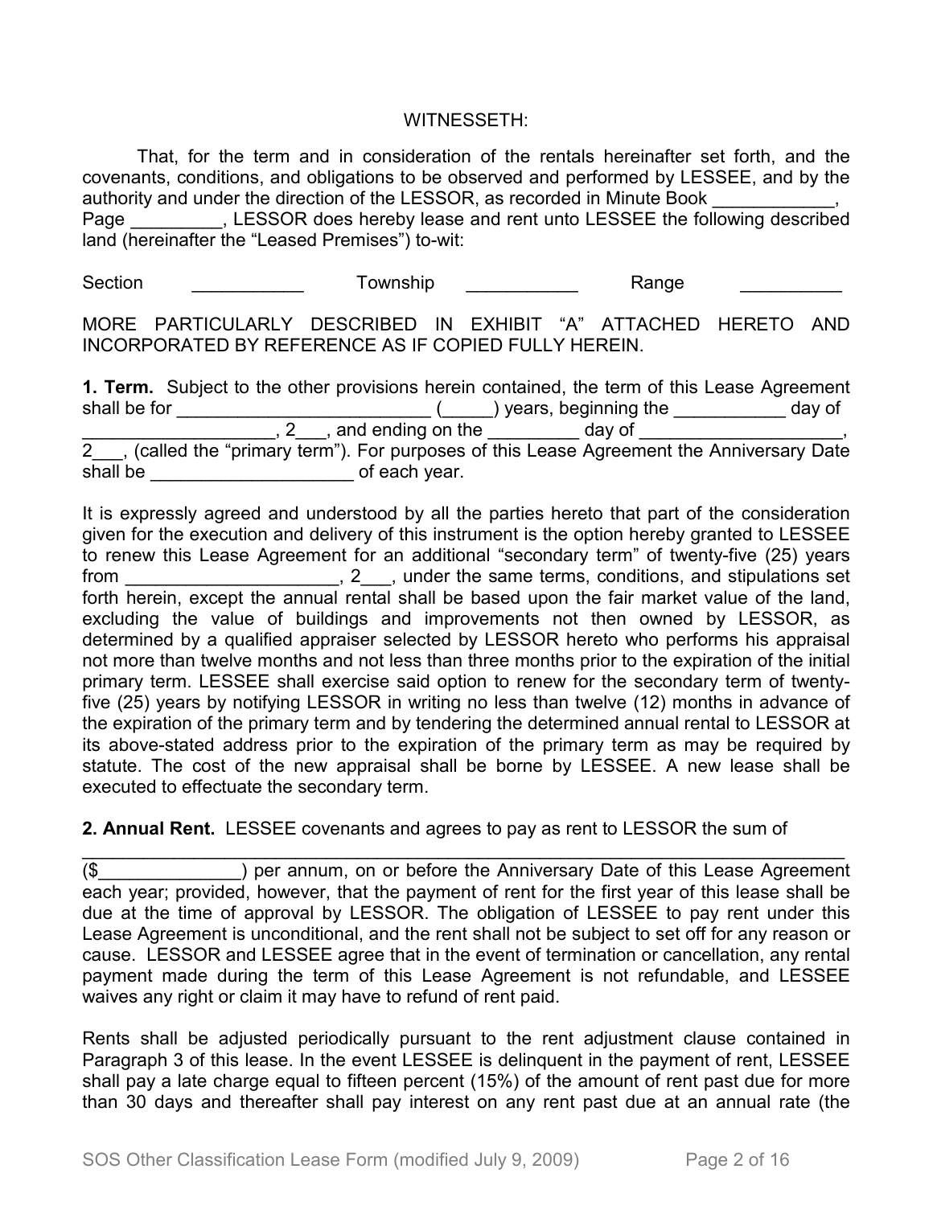WITNESSETH:

That, for the term and in consideration of the rentals hereinafter set forth, and the covenants, conditions, and obligations to be observed and performed by LESSEE, and by the authority and under the direction of the LESSOR, as recorded in Minute Book ____________, Page _________, LESSOR does hereby lease and rent unto LESSEE the following described land (hereinafter the "Leased Premises") to-wit:

Section ___________ Township ___________ Range __________

MORE PARTICULARLY DESCRIBED IN EXHIBIT "A" ATTACHED HERETO AND INCORPORATED BY REFERENCE AS IF COPIED FULLY HEREIN.

**1. Term.** Subject to the other provisions herein contained, the term of this Lease Agreement shall be for __________________________ (_____) years, beginning the ___________ day of ____________________, 2___, and ending on the _________ day of ____________________, 2___, (called the "primary term"). For purposes of this Lease Agreement the Anniversary Date shall be ____________________ of each year.

It is expressly agreed and understood by all the parties hereto that part of the consideration given for the execution and delivery of this instrument is the option hereby granted to LESSEE to renew this Lease Agreement for an additional "secondary term" of twenty-five (25) years from _____________________, 2___, under the same terms, conditions, and stipulations set forth herein, except the annual rental shall be based upon the fair market value of the land, excluding the value of buildings and improvements not then owned by LESSOR, as determined by a qualified appraiser selected by LESSOR hereto who performs his appraisal not more than twelve months and not less than three months prior to the expiration of the initial primary term. LESSEE shall exercise said option to renew for the secondary term of twenty-five (25) years by notifying LESSOR in writing no less than twelve (12) months in advance of the expiration of the primary term and by tendering the determined annual rental to LESSOR at its above-stated address prior to the expiration of the primary term as may be required by statute. The cost of the new appraisal shall be borne by LESSEE. A new lease shall be executed to effectuate the secondary term.

**2. Annual Rent.** LESSEE covenants and agrees to pay as rent to LESSOR the sum of ____________________________________________________________________________ ($______________) per annum, on or before the Anniversary Date of this Lease Agreement each year; provided, however, that the payment of rent for the first year of this lease shall be due at the time of approval by LESSOR. The obligation of LESSEE to pay rent under this Lease Agreement is unconditional, and the rent shall not be subject to set off for any reason or cause. LESSOR and LESSEE agree that in the event of termination or cancellation, any rental payment made during the term of this Lease Agreement is not refundable, and LESSEE waives any right or claim it may have to refund of rent paid.

Rents shall be adjusted periodically pursuant to the rent adjustment clause contained in Paragraph 3 of this lease. In the event LESSEE is delinquent in the payment of rent, LESSEE shall pay a late charge equal to fifteen percent (15%) of the amount of rent past due for more than 30 days and thereafter shall pay interest on any rent past due at an annual rate (the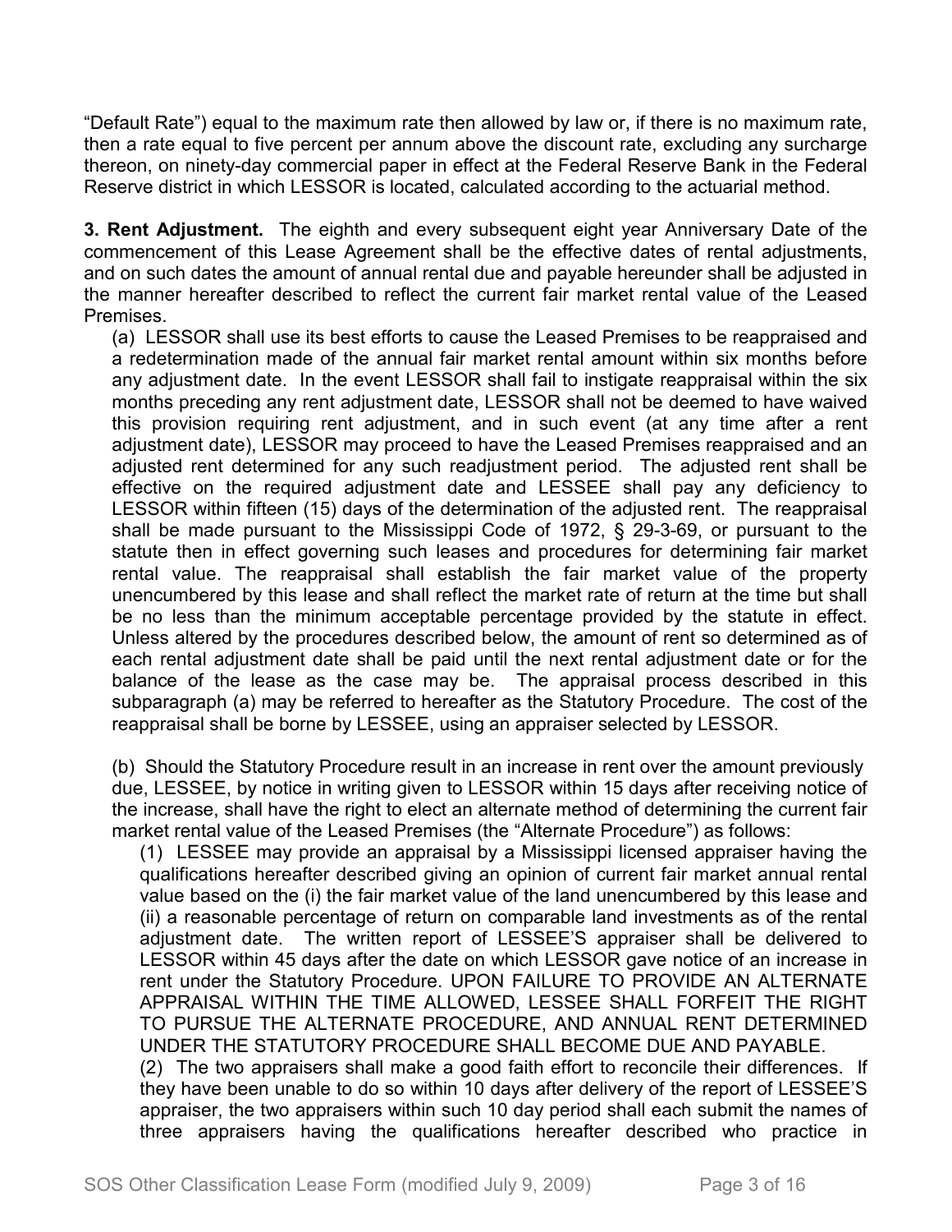"Default Rate") equal to the maximum rate then allowed by law or, if there is no maximum rate, then a rate equal to five percent per annum above the discount rate, excluding any surcharge thereon, on ninety-day commercial paper in effect at the Federal Reserve Bank in the Federal Reserve district in which LESSOR is located, calculated according to the actuarial method.

**3. Rent Adjustment.** The eighth and every subsequent eight year Anniversary Date of the commencement of this Lease Agreement shall be the effective dates of rental adjustments, and on such dates the amount of annual rental due and payable hereunder shall be adjusted in the manner hereafter described to reflect the current fair market rental value of the Leased Premises.

(a) LESSOR shall use its best efforts to cause the Leased Premises to be reappraised and a redetermination made of the annual fair market rental amount within six months before any adjustment date. In the event LESSOR shall fail to instigate reappraisal within the six months preceding any rent adjustment date, LESSOR shall not be deemed to have waived this provision requiring rent adjustment, and in such event (at any time after a rent adjustment date), LESSOR may proceed to have the Leased Premises reappraised and an adjusted rent determined for any such readjustment period. The adjusted rent shall be effective on the required adjustment date and LESSEE shall pay any deficiency to LESSOR within fifteen (15) days of the determination of the adjusted rent. The reappraisal shall be made pursuant to the Mississippi Code of 1972, § 29-3-69, or pursuant to the statute then in effect governing such leases and procedures for determining fair market rental value. The reappraisal shall establish the fair market value of the property unencumbered by this lease and shall reflect the market rate of return at the time but shall be no less than the minimum acceptable percentage provided by the statute in effect. Unless altered by the procedures described below, the amount of rent so determined as of each rental adjustment date shall be paid until the next rental adjustment date or for the balance of the lease as the case may be. The appraisal process described in this subparagraph (a) may be referred to hereafter as the Statutory Procedure. The cost of the reappraisal shall be borne by LESSEE, using an appraiser selected by LESSOR.

(b) Should the Statutory Procedure result in an increase in rent over the amount previously due, LESSEE, by notice in writing given to LESSOR within 15 days after receiving notice of the increase, shall have the right to elect an alternate method of determining the current fair market rental value of the Leased Premises (the "Alternate Procedure") as follows:

(1) LESSEE may provide an appraisal by a Mississippi licensed appraiser having the qualifications hereafter described giving an opinion of current fair market annual rental value based on the (i) the fair market value of the land unencumbered by this lease and (ii) a reasonable percentage of return on comparable land investments as of the rental adjustment date. The written report of LESSEE'S appraiser shall be delivered to LESSOR within 45 days after the date on which LESSOR gave notice of an increase in rent under the Statutory Procedure. UPON FAILURE TO PROVIDE AN ALTERNATE APPRAISAL WITHIN THE TIME ALLOWED, LESSEE SHALL FORFEIT THE RIGHT TO PURSUE THE ALTERNATE PROCEDURE, AND ANNUAL RENT DETERMINED UNDER THE STATUTORY PROCEDURE SHALL BECOME DUE AND PAYABLE.

(2) The two appraisers shall make a good faith effort to reconcile their differences. If they have been unable to do so within 10 days after delivery of the report of LESSEE'S appraiser, the two appraisers within such 10 day period shall each submit the names of three appraisers having the qualifications hereafter described who practice in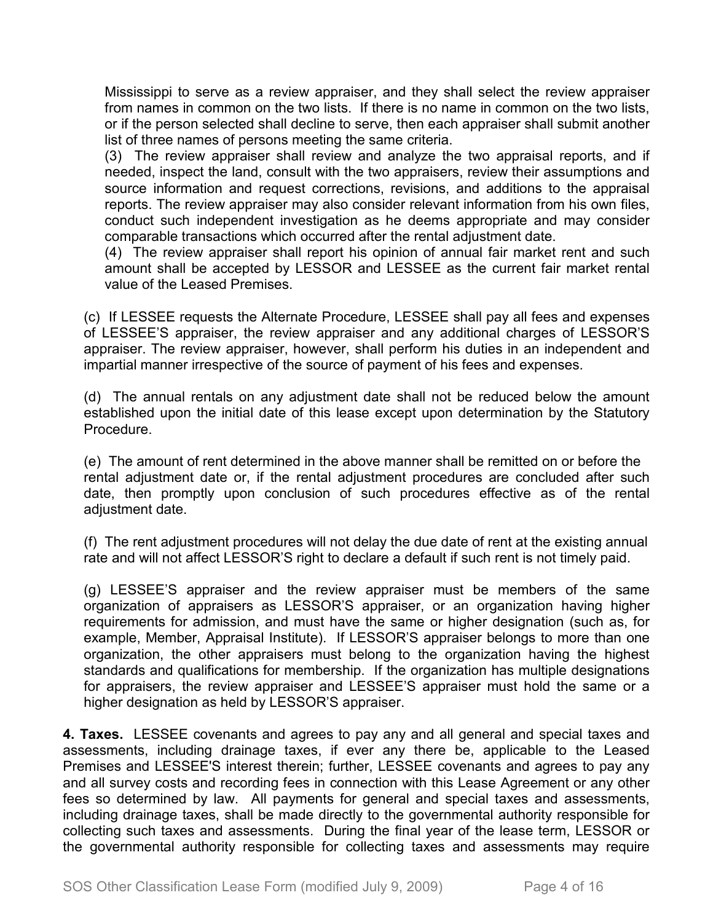Mississippi to serve as a review appraiser, and they shall select the review appraiser from names in common on the two lists. If there is no name in common on the two lists, or if the person selected shall decline to serve, then each appraiser shall submit another list of three names of persons meeting the same criteria.

(3) The review appraiser shall review and analyze the two appraisal reports, and if needed, inspect the land, consult with the two appraisers, review their assumptions and source information and request corrections, revisions, and additions to the appraisal reports. The review appraiser may also consider relevant information from his own files, conduct such independent investigation as he deems appropriate and may consider comparable transactions which occurred after the rental adjustment date.

(4) The review appraiser shall report his opinion of annual fair market rent and such amount shall be accepted by LESSOR and LESSEE as the current fair market rental value of the Leased Premises.

(c) If LESSEE requests the Alternate Procedure, LESSEE shall pay all fees and expenses of LESSEE'S appraiser, the review appraiser and any additional charges of LESSOR'S appraiser. The review appraiser, however, shall perform his duties in an independent and impartial manner irrespective of the source of payment of his fees and expenses.

(d) The annual rentals on any adjustment date shall not be reduced below the amount established upon the initial date of this lease except upon determination by the Statutory Procedure.

(e) The amount of rent determined in the above manner shall be remitted on or before the rental adjustment date or, if the rental adjustment procedures are concluded after such date, then promptly upon conclusion of such procedures effective as of the rental adjustment date.

(f) The rent adjustment procedures will not delay the due date of rent at the existing annual rate and will not affect LESSOR'S right to declare a default if such rent is not timely paid.

(g) LESSEE'S appraiser and the review appraiser must be members of the same organization of appraisers as LESSOR'S appraiser, or an organization having higher requirements for admission, and must have the same or higher designation (such as, for example, Member, Appraisal Institute). If LESSOR'S appraiser belongs to more than one organization, the other appraisers must belong to the organization having the highest standards and qualifications for membership. If the organization has multiple designations for appraisers, the review appraiser and LESSEE'S appraiser must hold the same or a higher designation as held by LESSOR'S appraiser.

**4. Taxes.** LESSEE covenants and agrees to pay any and all general and special taxes and assessments, including drainage taxes, if ever any there be, applicable to the Leased Premises and LESSEE'S interest therein; further, LESSEE covenants and agrees to pay any and all survey costs and recording fees in connection with this Lease Agreement or any other fees so determined by law. All payments for general and special taxes and assessments, including drainage taxes, shall be made directly to the governmental authority responsible for collecting such taxes and assessments. During the final year of the lease term, LESSOR or the governmental authority responsible for collecting taxes and assessments may require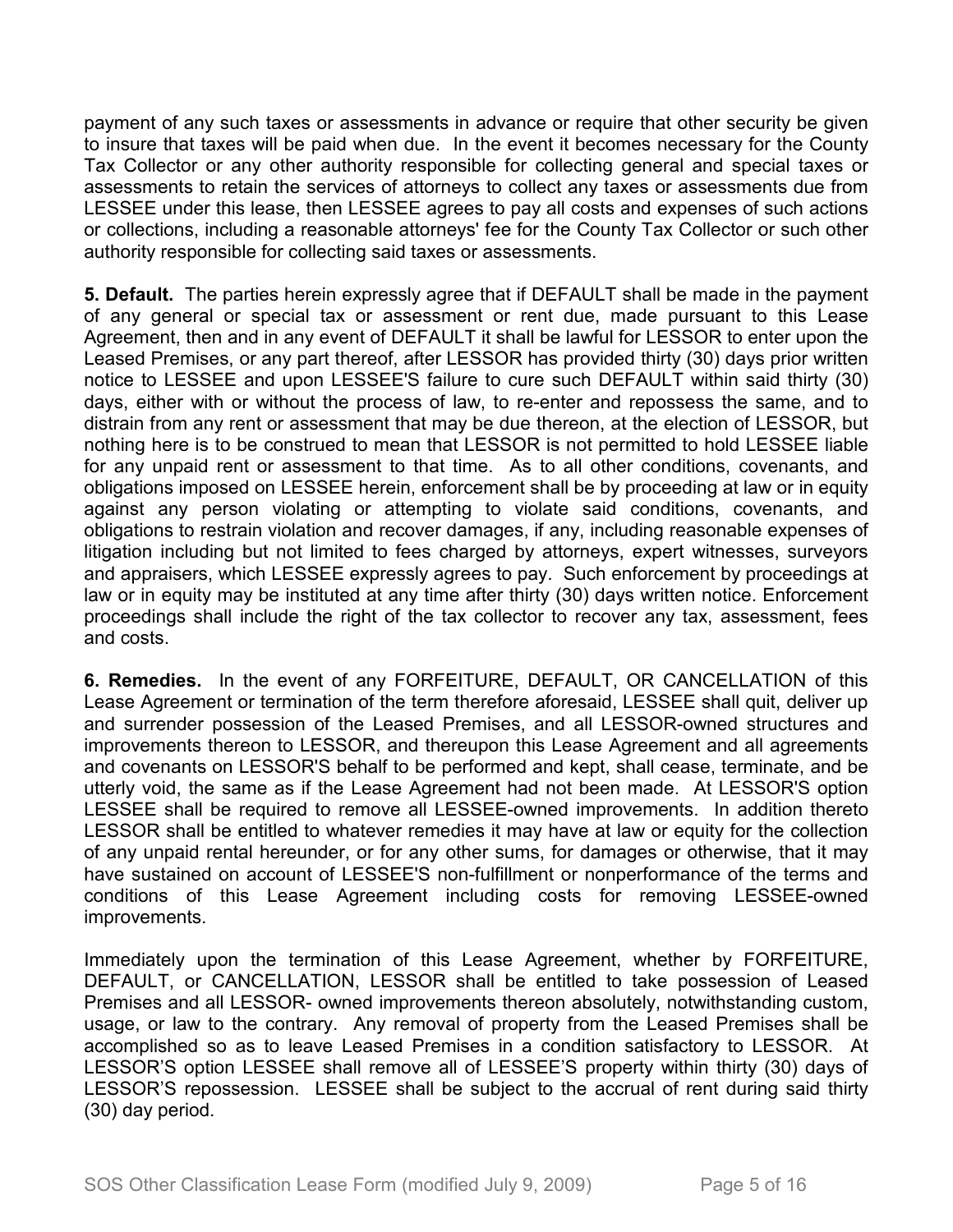payment of any such taxes or assessments in advance or require that other security be given to insure that taxes will be paid when due. In the event it becomes necessary for the County Tax Collector or any other authority responsible for collecting general and special taxes or assessments to retain the services of attorneys to collect any taxes or assessments due from LESSEE under this lease, then LESSEE agrees to pay all costs and expenses of such actions or collections, including a reasonable attorneys' fee for the County Tax Collector or such other authority responsible for collecting said taxes or assessments.

**5. Default.** The parties herein expressly agree that if DEFAULT shall be made in the payment of any general or special tax or assessment or rent due, made pursuant to this Lease Agreement, then and in any event of DEFAULT it shall be lawful for LESSOR to enter upon the Leased Premises, or any part thereof, after LESSOR has provided thirty (30) days prior written notice to LESSEE and upon LESSEE'S failure to cure such DEFAULT within said thirty (30) days, either with or without the process of law, to re-enter and repossess the same, and to distrain from any rent or assessment that may be due thereon, at the election of LESSOR, but nothing here is to be construed to mean that LESSOR is not permitted to hold LESSEE liable for any unpaid rent or assessment to that time. As to all other conditions, covenants, and obligations imposed on LESSEE herein, enforcement shall be by proceeding at law or in equity against any person violating or attempting to violate said conditions, covenants, and obligations to restrain violation and recover damages, if any, including reasonable expenses of litigation including but not limited to fees charged by attorneys, expert witnesses, surveyors and appraisers, which LESSEE expressly agrees to pay. Such enforcement by proceedings at law or in equity may be instituted at any time after thirty (30) days written notice. Enforcement proceedings shall include the right of the tax collector to recover any tax, assessment, fees and costs.

**6. Remedies.** In the event of any FORFEITURE, DEFAULT, OR CANCELLATION of this Lease Agreement or termination of the term therefore aforesaid, LESSEE shall quit, deliver up and surrender possession of the Leased Premises, and all LESSOR-owned structures and improvements thereon to LESSOR, and thereupon this Lease Agreement and all agreements and covenants on LESSOR'S behalf to be performed and kept, shall cease, terminate, and be utterly void, the same as if the Lease Agreement had not been made. At LESSOR'S option LESSEE shall be required to remove all LESSEE-owned improvements. In addition thereto LESSOR shall be entitled to whatever remedies it may have at law or equity for the collection of any unpaid rental hereunder, or for any other sums, for damages or otherwise, that it may have sustained on account of LESSEE'S non-fulfillment or nonperformance of the terms and conditions of this Lease Agreement including costs for removing LESSEE-owned improvements.

Immediately upon the termination of this Lease Agreement, whether by FORFEITURE, DEFAULT, or CANCELLATION, LESSOR shall be entitled to take possession of Leased Premises and all LESSOR- owned improvements thereon absolutely, notwithstanding custom, usage, or law to the contrary. Any removal of property from the Leased Premises shall be accomplished so as to leave Leased Premises in a condition satisfactory to LESSOR. At LESSOR'S option LESSEE shall remove all of LESSEE'S property within thirty (30) days of LESSOR'S repossession. LESSEE shall be subject to the accrual of rent during said thirty (30) day period.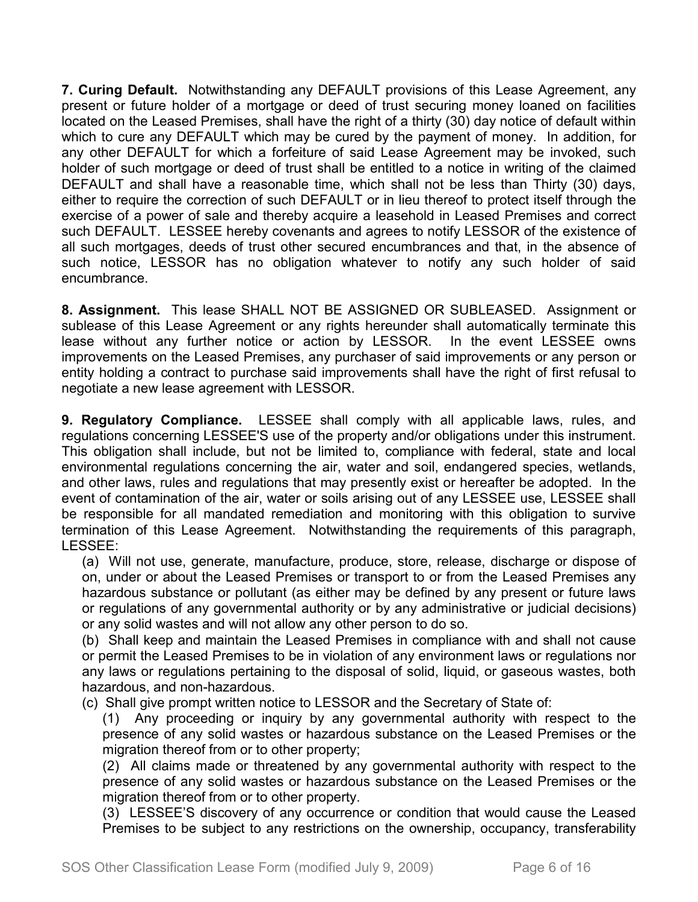**7. Curing Default.** Notwithstanding any DEFAULT provisions of this Lease Agreement, any present or future holder of a mortgage or deed of trust securing money loaned on facilities located on the Leased Premises, shall have the right of a thirty (30) day notice of default within which to cure any DEFAULT which may be cured by the payment of money. In addition, for any other DEFAULT for which a forfeiture of said Lease Agreement may be invoked, such holder of such mortgage or deed of trust shall be entitled to a notice in writing of the claimed DEFAULT and shall have a reasonable time, which shall not be less than Thirty (30) days, either to require the correction of such DEFAULT or in lieu thereof to protect itself through the exercise of a power of sale and thereby acquire a leasehold in Leased Premises and correct such DEFAULT. LESSEE hereby covenants and agrees to notify LESSOR of the existence of all such mortgages, deeds of trust other secured encumbrances and that, in the absence of such notice, LESSOR has no obligation whatever to notify any such holder of said encumbrance.

**8. Assignment.** This lease SHALL NOT BE ASSIGNED OR SUBLEASED. Assignment or sublease of this Lease Agreement or any rights hereunder shall automatically terminate this lease without any further notice or action by LESSOR. In the event LESSEE owns improvements on the Leased Premises, any purchaser of said improvements or any person or entity holding a contract to purchase said improvements shall have the right of first refusal to negotiate a new lease agreement with LESSOR.

**9. Regulatory Compliance.** LESSEE shall comply with all applicable laws, rules, and regulations concerning LESSEE'S use of the property and/or obligations under this instrument. This obligation shall include, but not be limited to, compliance with federal, state and local environmental regulations concerning the air, water and soil, endangered species, wetlands, and other laws, rules and regulations that may presently exist or hereafter be adopted. In the event of contamination of the air, water or soils arising out of any LESSEE use, LESSEE shall be responsible for all mandated remediation and monitoring with this obligation to survive termination of this Lease Agreement. Notwithstanding the requirements of this paragraph, LESSEE:

(a) Will not use, generate, manufacture, produce, store, release, discharge or dispose of on, under or about the Leased Premises or transport to or from the Leased Premises any hazardous substance or pollutant (as either may be defined by any present or future laws or regulations of any governmental authority or by any administrative or judicial decisions) or any solid wastes and will not allow any other person to do so.

(b) Shall keep and maintain the Leased Premises in compliance with and shall not cause or permit the Leased Premises to be in violation of any environment laws or regulations nor any laws or regulations pertaining to the disposal of solid, liquid, or gaseous wastes, both hazardous, and non-hazardous.

(c) Shall give prompt written notice to LESSOR and the Secretary of State of:

(1) Any proceeding or inquiry by any governmental authority with respect to the presence of any solid wastes or hazardous substance on the Leased Premises or the migration thereof from or to other property;

(2) All claims made or threatened by any governmental authority with respect to the presence of any solid wastes or hazardous substance on the Leased Premises or the migration thereof from or to other property.

(3) LESSEE'S discovery of any occurrence or condition that would cause the Leased Premises to be subject to any restrictions on the ownership, occupancy, transferability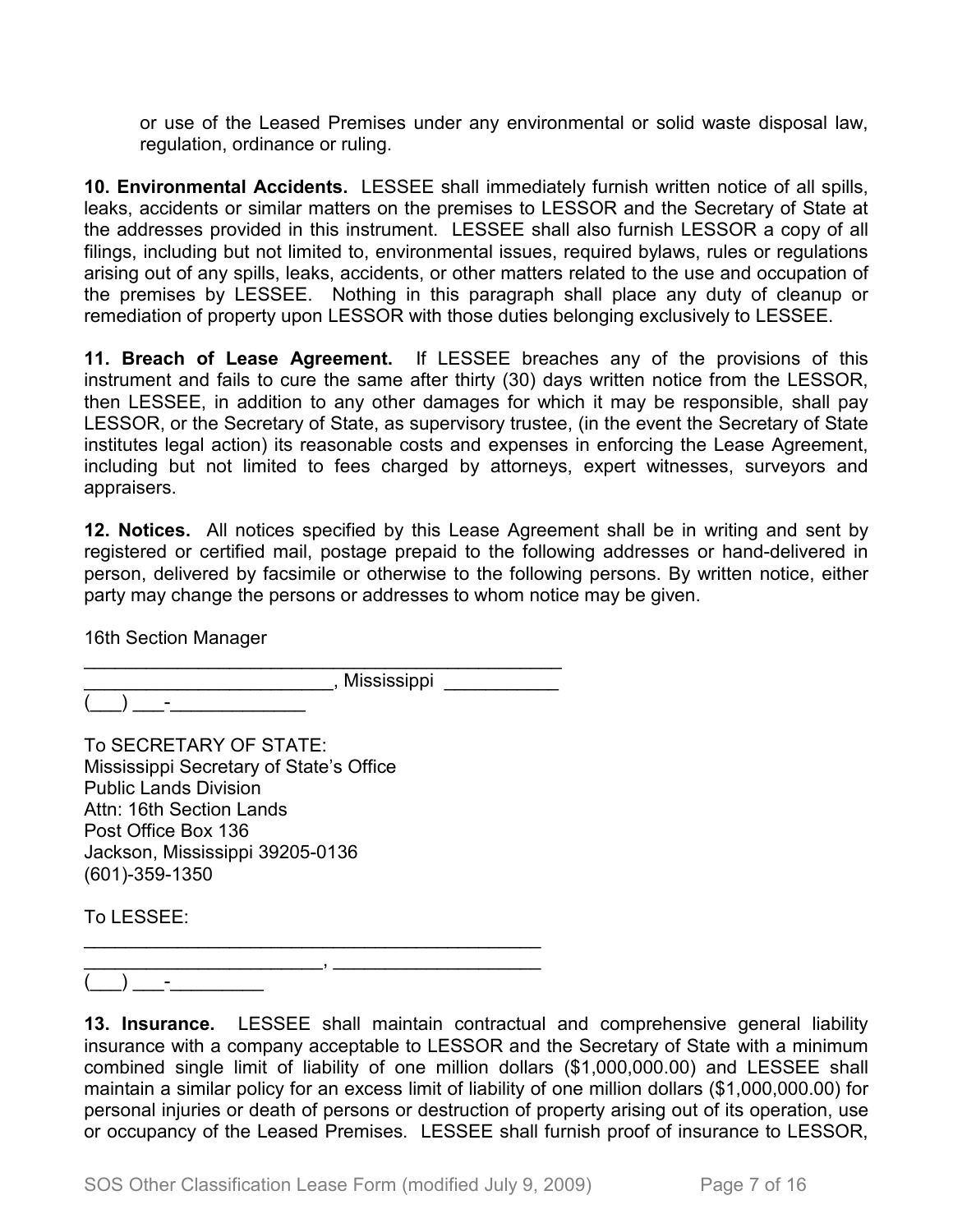or use of the Leased Premises under any environmental or solid waste disposal law, regulation, ordinance or ruling.

**10. Environmental Accidents.** LESSEE shall immediately furnish written notice of all spills, leaks, accidents or similar matters on the premises to LESSOR and the Secretary of State at the addresses provided in this instrument. LESSEE shall also furnish LESSOR a copy of all filings, including but not limited to, environmental issues, required bylaws, rules or regulations arising out of any spills, leaks, accidents, or other matters related to the use and occupation of the premises by LESSEE. Nothing in this paragraph shall place any duty of cleanup or remediation of property upon LESSOR with those duties belonging exclusively to LESSEE.

**11. Breach of Lease Agreement.** If LESSEE breaches any of the provisions of this instrument and fails to cure the same after thirty (30) days written notice from the LESSOR, then LESSEE, in addition to any other damages for which it may be responsible, shall pay LESSOR, or the Secretary of State, as supervisory trustee, (in the event the Secretary of State institutes legal action) its reasonable costs and expenses in enforcing the Lease Agreement, including but not limited to fees charged by attorneys, expert witnesses, surveyors and appraisers.

**12. Notices.** All notices specified by this Lease Agreement shall be in writing and sent by registered or certified mail, postage prepaid to the following addresses or hand-delivered in person, delivered by facsimile or otherwise to the following persons. By written notice, either party may change the persons or addresses to whom notice may be given.

16th Section Manager
_______________________________________________
________________________, Mississippi ___________
(___) ___-_____________

To SECRETARY OF STATE:
Mississippi Secretary of State's Office
Public Lands Division
Attn: 16th Section Lands
Post Office Box 136
Jackson, Mississippi 39205-0136
(601)-359-1350

To LESSEE:
_____________________________________________
________________________, ____________________
(___) ___-_________

**13. Insurance.** LESSEE shall maintain contractual and comprehensive general liability insurance with a company acceptable to LESSOR and the Secretary of State with a minimum combined single limit of liability of one million dollars ($1,000,000.00) and LESSEE shall maintain a similar policy for an excess limit of liability of one million dollars ($1,000,000.00) for personal injuries or death of persons or destruction of property arising out of its operation, use or occupancy of the Leased Premises. LESSEE shall furnish proof of insurance to LESSOR,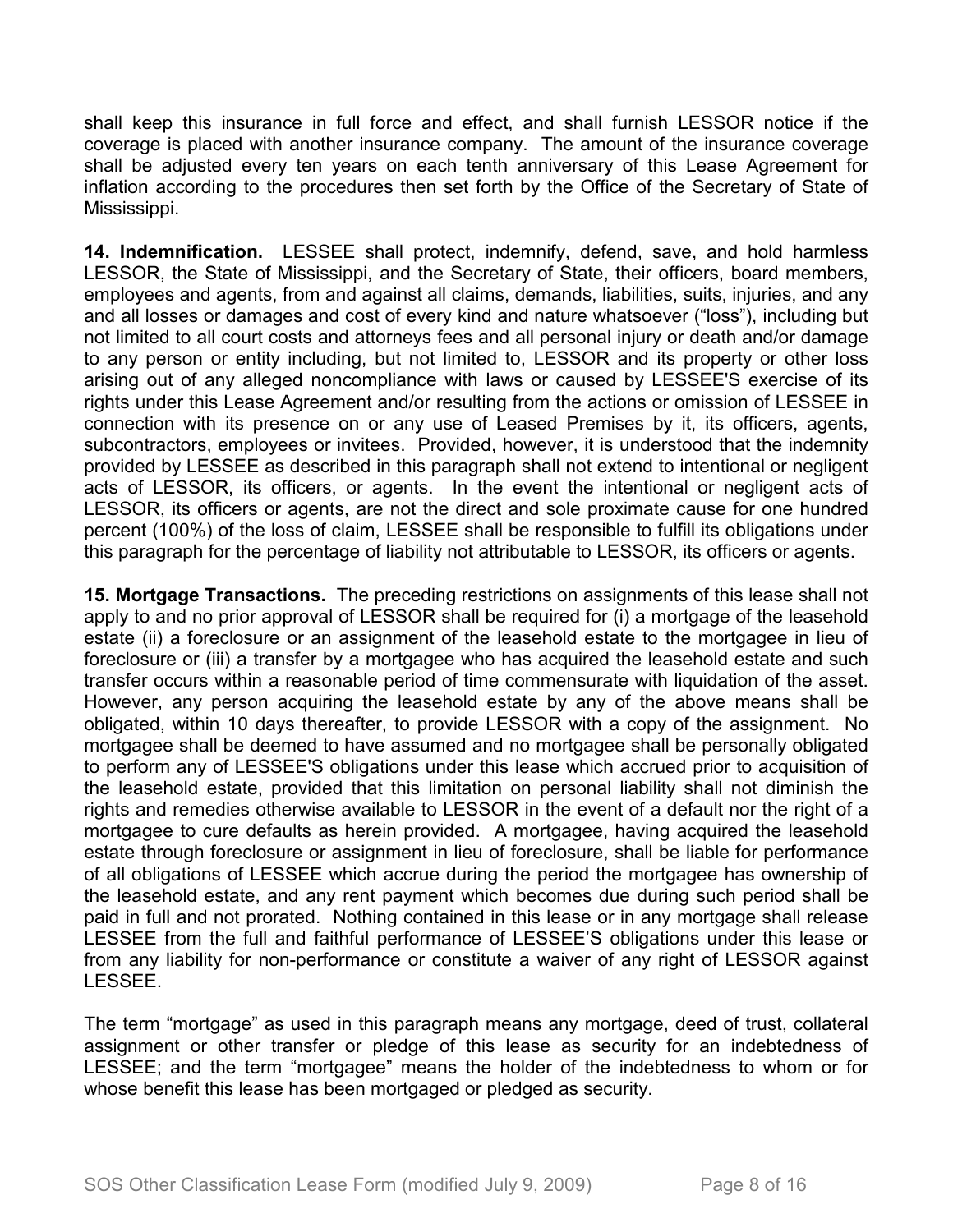shall keep this insurance in full force and effect, and shall furnish LESSOR notice if the coverage is placed with another insurance company. The amount of the insurance coverage shall be adjusted every ten years on each tenth anniversary of this Lease Agreement for inflation according to the procedures then set forth by the Office of the Secretary of State of Mississippi.

**14. Indemnification.** LESSEE shall protect, indemnify, defend, save, and hold harmless LESSOR, the State of Mississippi, and the Secretary of State, their officers, board members, employees and agents, from and against all claims, demands, liabilities, suits, injuries, and any and all losses or damages and cost of every kind and nature whatsoever ("loss"), including but not limited to all court costs and attorneys fees and all personal injury or death and/or damage to any person or entity including, but not limited to, LESSOR and its property or other loss arising out of any alleged noncompliance with laws or caused by LESSEE'S exercise of its rights under this Lease Agreement and/or resulting from the actions or omission of LESSEE in connection with its presence on or any use of Leased Premises by it, its officers, agents, subcontractors, employees or invitees. Provided, however, it is understood that the indemnity provided by LESSEE as described in this paragraph shall not extend to intentional or negligent acts of LESSOR, its officers, or agents. In the event the intentional or negligent acts of LESSOR, its officers or agents, are not the direct and sole proximate cause for one hundred percent (100%) of the loss of claim, LESSEE shall be responsible to fulfill its obligations under this paragraph for the percentage of liability not attributable to LESSOR, its officers or agents.

**15. Mortgage Transactions.** The preceding restrictions on assignments of this lease shall not apply to and no prior approval of LESSOR shall be required for (i) a mortgage of the leasehold estate (ii) a foreclosure or an assignment of the leasehold estate to the mortgagee in lieu of foreclosure or (iii) a transfer by a mortgagee who has acquired the leasehold estate and such transfer occurs within a reasonable period of time commensurate with liquidation of the asset. However, any person acquiring the leasehold estate by any of the above means shall be obligated, within 10 days thereafter, to provide LESSOR with a copy of the assignment. No mortgagee shall be deemed to have assumed and no mortgagee shall be personally obligated to perform any of LESSEE'S obligations under this lease which accrued prior to acquisition of the leasehold estate, provided that this limitation on personal liability shall not diminish the rights and remedies otherwise available to LESSOR in the event of a default nor the right of a mortgagee to cure defaults as herein provided. A mortgagee, having acquired the leasehold estate through foreclosure or assignment in lieu of foreclosure, shall be liable for performance of all obligations of LESSEE which accrue during the period the mortgagee has ownership of the leasehold estate, and any rent payment which becomes due during such period shall be paid in full and not prorated. Nothing contained in this lease or in any mortgage shall release LESSEE from the full and faithful performance of LESSEE'S obligations under this lease or from any liability for non-performance or constitute a waiver of any right of LESSOR against LESSEE.

The term "mortgage" as used in this paragraph means any mortgage, deed of trust, collateral assignment or other transfer or pledge of this lease as security for an indebtedness of LESSEE; and the term "mortgagee" means the holder of the indebtedness to whom or for whose benefit this lease has been mortgaged or pledged as security.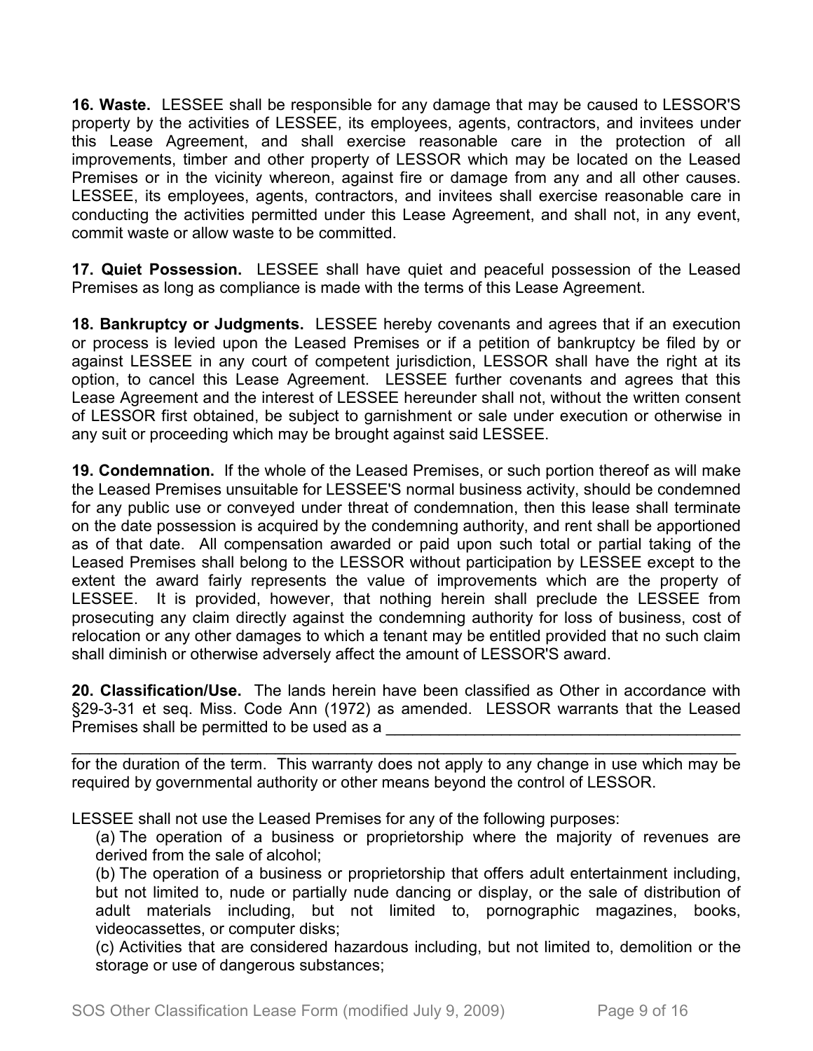**16. Waste.** LESSEE shall be responsible for any damage that may be caused to LESSOR'S property by the activities of LESSEE, its employees, agents, contractors, and invitees under this Lease Agreement, and shall exercise reasonable care in the protection of all improvements, timber and other property of LESSOR which may be located on the Leased Premises or in the vicinity whereon, against fire or damage from any and all other causes. LESSEE, its employees, agents, contractors, and invitees shall exercise reasonable care in conducting the activities permitted under this Lease Agreement, and shall not, in any event, commit waste or allow waste to be committed.

**17. Quiet Possession.** LESSEE shall have quiet and peaceful possession of the Leased Premises as long as compliance is made with the terms of this Lease Agreement.

**18. Bankruptcy or Judgments.** LESSEE hereby covenants and agrees that if an execution or process is levied upon the Leased Premises or if a petition of bankruptcy be filed by or against LESSEE in any court of competent jurisdiction, LESSOR shall have the right at its option, to cancel this Lease Agreement. LESSEE further covenants and agrees that this Lease Agreement and the interest of LESSEE hereunder shall not, without the written consent of LESSOR first obtained, be subject to garnishment or sale under execution or otherwise in any suit or proceeding which may be brought against said LESSEE.

**19. Condemnation.** If the whole of the Leased Premises, or such portion thereof as will make the Leased Premises unsuitable for LESSEE'S normal business activity, should be condemned for any public use or conveyed under threat of condemnation, then this lease shall terminate on the date possession is acquired by the condemning authority, and rent shall be apportioned as of that date. All compensation awarded or paid upon such total or partial taking of the Leased Premises shall belong to the LESSOR without participation by LESSEE except to the extent the award fairly represents the value of improvements which are the property of LESSEE. It is provided, however, that nothing herein shall preclude the LESSEE from prosecuting any claim directly against the condemning authority for loss of business, cost of relocation or any other damages to which a tenant may be entitled provided that no such claim shall diminish or otherwise adversely affect the amount of LESSOR'S award.

**20. Classification/Use.** The lands herein have been classified as Other in accordance with §29-3-31 et seq. Miss. Code Ann (1972) as amended. LESSOR warrants that the Leased Premises shall be permitted to be used as a ________________________________________
________________________________________________________________________
for the duration of the term. This warranty does not apply to any change in use which may be required by governmental authority or other means beyond the control of LESSOR.

LESSEE shall not use the Leased Premises for any of the following purposes:

(a) The operation of a business or proprietorship where the majority of revenues are derived from the sale of alcohol;

(b) The operation of a business or proprietorship that offers adult entertainment including, but not limited to, nude or partially nude dancing or display, or the sale of distribution of adult materials including, but not limited to, pornographic magazines, books, videocassettes, or computer disks;

(c) Activities that are considered hazardous including, but not limited to, demolition or the storage or use of dangerous substances;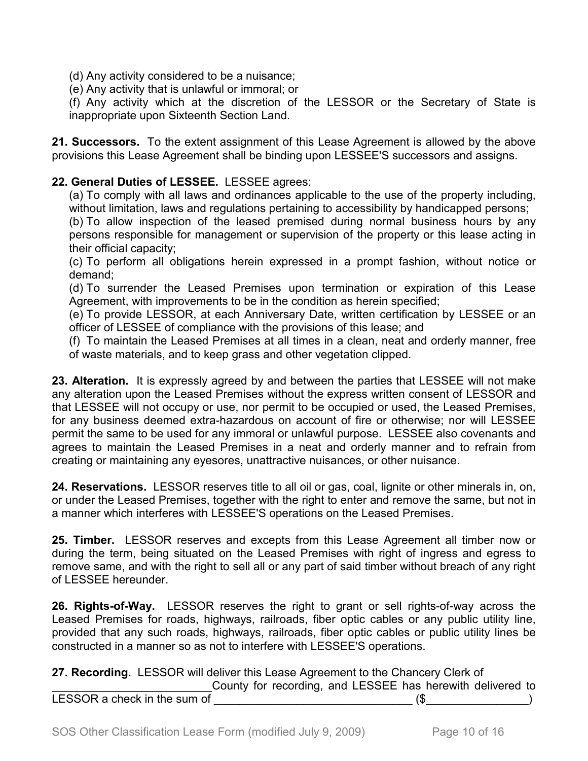(d) Any activity considered to be a nuisance;

(e) Any activity that is unlawful or immoral; or

(f) Any activity which at the discretion of the LESSOR or the Secretary of State is inappropriate upon Sixteenth Section Land.

**21. Successors.** To the extent assignment of this Lease Agreement is allowed by the above provisions this Lease Agreement shall be binding upon LESSEE'S successors and assigns.

**22. General Duties of LESSEE.** LESSEE agrees:

(a) To comply with all laws and ordinances applicable to the use of the property including, without limitation, laws and regulations pertaining to accessibility by handicapped persons;

(b) To allow inspection of the leased premised during normal business hours by any persons responsible for management or supervision of the property or this lease acting in their official capacity;

(c) To perform all obligations herein expressed in a prompt fashion, without notice or demand;

(d) To surrender the Leased Premises upon termination or expiration of this Lease Agreement, with improvements to be in the condition as herein specified;

(e) To provide LESSOR, at each Anniversary Date, written certification by LESSEE or an officer of LESSEE of compliance with the provisions of this lease; and

(f) To maintain the Leased Premises at all times in a clean, neat and orderly manner, free of waste materials, and to keep grass and other vegetation clipped.

**23. Alteration.** It is expressly agreed by and between the parties that LESSEE will not make any alteration upon the Leased Premises without the express written consent of LESSOR and that LESSEE will not occupy or use, nor permit to be occupied or used, the Leased Premises, for any business deemed extra-hazardous on account of fire or otherwise; nor will LESSEE permit the same to be used for any immoral or unlawful purpose. LESSEE also covenants and agrees to maintain the Leased Premises in a neat and orderly manner and to refrain from creating or maintaining any eyesores, unattractive nuisances, or other nuisance.

**24. Reservations.** LESSOR reserves title to all oil or gas, coal, lignite or other minerals in, on, or under the Leased Premises, together with the right to enter and remove the same, but not in a manner which interferes with LESSEE'S operations on the Leased Premises.

**25. Timber.** LESSOR reserves and excepts from this Lease Agreement all timber now or during the term, being situated on the Leased Premises with right of ingress and egress to remove same, and with the right to sell all or any part of said timber without breach of any right of LESSEE hereunder.

**26. Rights-of-Way.** LESSOR reserves the right to grant or sell rights-of-way across the Leased Premises for roads, highways, railroads, fiber optic cables or any public utility line, provided that any such roads, highways, railroads, fiber optic cables or public utility lines be constructed in a manner so as not to interfere with LESSEE'S operations.

**27. Recording.** LESSOR will deliver this Lease Agreement to the Chancery Clerk of __________________________County for recording, and LESSEE has herewith delivered to LESSOR a check in the sum of ________________________________ ($________________)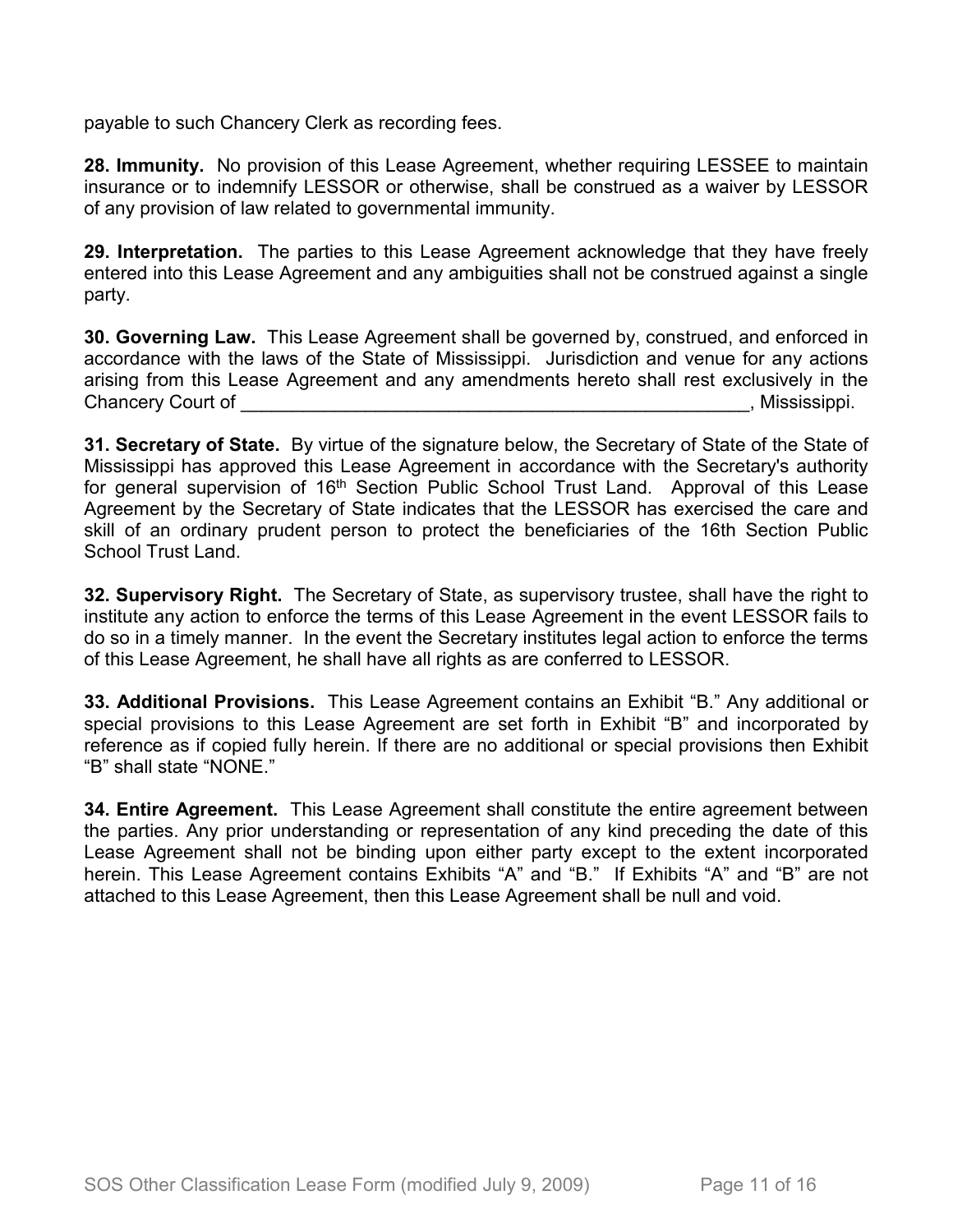payable to such Chancery Clerk as recording fees.

**28. Immunity.** No provision of this Lease Agreement, whether requiring LESSEE to maintain insurance or to indemnify LESSOR or otherwise, shall be construed as a waiver by LESSOR of any provision of law related to governmental immunity.

**29. Interpretation.** The parties to this Lease Agreement acknowledge that they have freely entered into this Lease Agreement and any ambiguities shall not be construed against a single party.

**30. Governing Law.** This Lease Agreement shall be governed by, construed, and enforced in accordance with the laws of the State of Mississippi. Jurisdiction and venue for any actions arising from this Lease Agreement and any amendments hereto shall rest exclusively in the Chancery Court of ____________________________________________________, Mississippi.

**31. Secretary of State.** By virtue of the signature below, the Secretary of State of the State of Mississippi has approved this Lease Agreement in accordance with the Secretary's authority for general supervision of 16th Section Public School Trust Land. Approval of this Lease Agreement by the Secretary of State indicates that the LESSOR has exercised the care and skill of an ordinary prudent person to protect the beneficiaries of the 16th Section Public School Trust Land.

**32. Supervisory Right.** The Secretary of State, as supervisory trustee, shall have the right to institute any action to enforce the terms of this Lease Agreement in the event LESSOR fails to do so in a timely manner. In the event the Secretary institutes legal action to enforce the terms of this Lease Agreement, he shall have all rights as are conferred to LESSOR.

**33. Additional Provisions.** This Lease Agreement contains an Exhibit "B." Any additional or special provisions to this Lease Agreement are set forth in Exhibit "B" and incorporated by reference as if copied fully herein. If there are no additional or special provisions then Exhibit "B" shall state "NONE."

**34. Entire Agreement.** This Lease Agreement shall constitute the entire agreement between the parties. Any prior understanding or representation of any kind preceding the date of this Lease Agreement shall not be binding upon either party except to the extent incorporated herein. This Lease Agreement contains Exhibits "A" and "B." If Exhibits "A" and "B" are not attached to this Lease Agreement, then this Lease Agreement shall be null and void.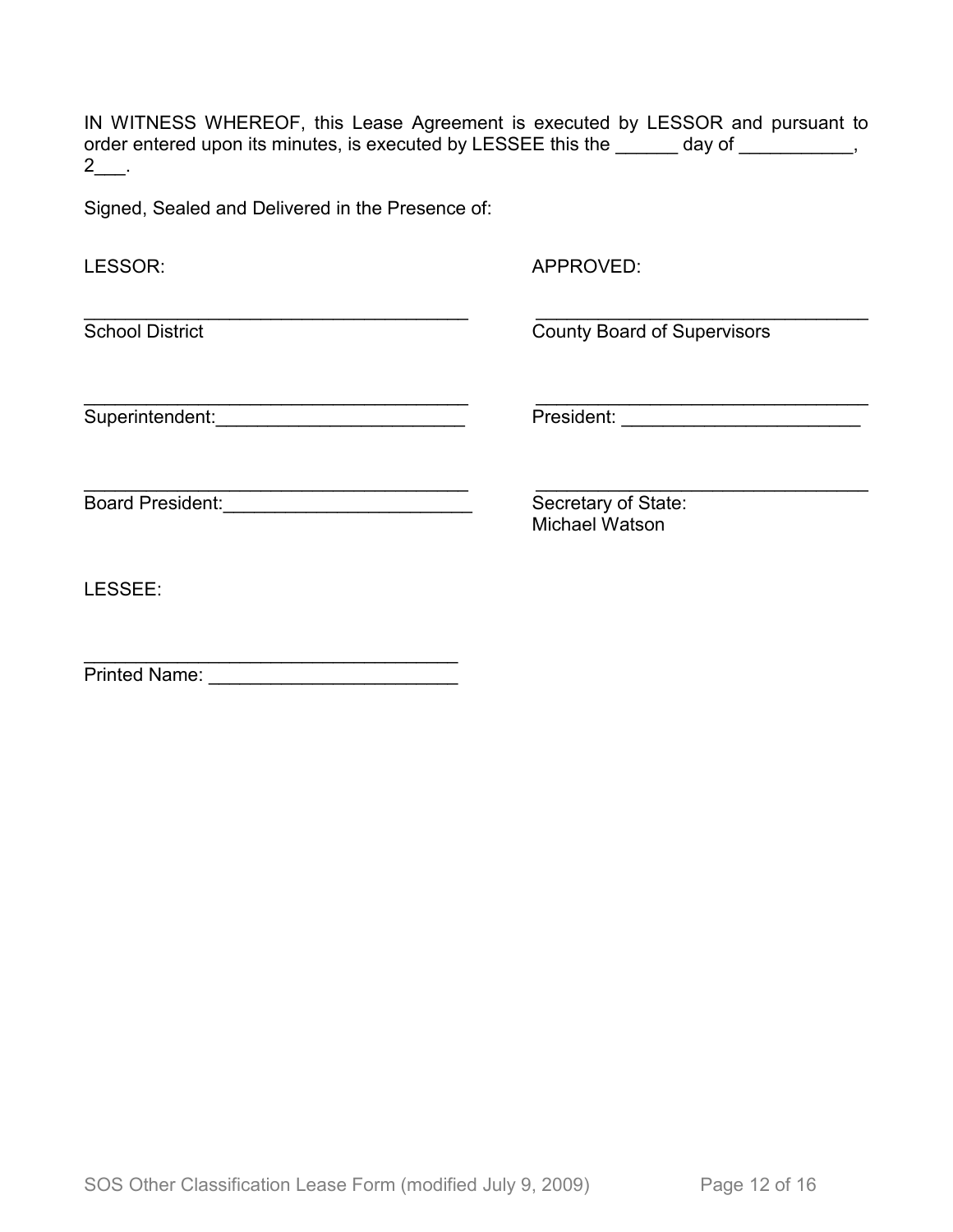IN WITNESS WHEREOF, this Lease Agreement is executed by LESSOR and pursuant to order entered upon its minutes, is executed by LESSEE this the ______ day of ___________, 2___.

Signed, Sealed and Delivered in the Presence of:

LESSOR:

______________________________________
School District

______________________________________
Superintendent:________________________

______________________________________
Board President:________________________

APPROVED:

_________________________________
County Board of Supervisors

_________________________________
President: _______________________

_________________________________
Secretary of State:
Michael Watson

LESSEE:

_____________________________________
Printed Name: ________________________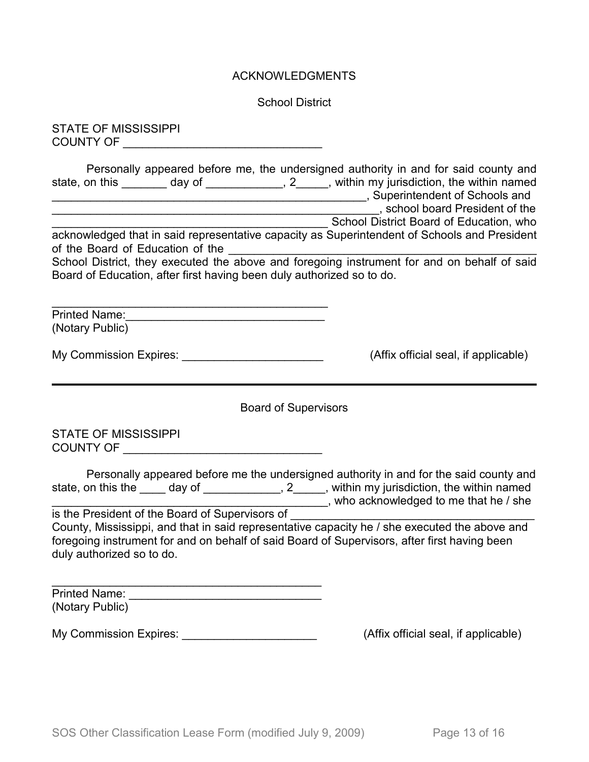## ACKNOWLEDGMENTS

### School District

STATE OF MISSISSIPPI
COUNTY OF ______________________________

Personally appeared before me, the undersigned authority in and for said county and state, on this _______ day of ____________, 2_____, within my jurisdiction, the within named ____________________________________________________, Superintendent of Schools and ______________________________________________________, school board President of the ______________________________________________ School District Board of Education, who acknowledged that in said representative capacity as Superintendent of Schools and President of the Board of Education of the __________________________________________________ School District, they executed the above and foregoing instrument for and on behalf of said Board of Education, after first having been duly authorized so to do.

_____________________________________________
Printed Name:_______________________________
(Notary Public)

My Commission Expires: ______________________ (Affix official seal, if applicable)

---

### Board of Supervisors

STATE OF MISSISSIPPI
COUNTY OF ______________________________

Personally appeared before me the undersigned authority in and for the said county and state, on this the ____ day of ____________, 2_____, within my jurisdiction, the within named ____________________________________________, who acknowledged to me that he / she is the President of the Board of Supervisors of ________________________________________ County, Mississippi, and that in said representative capacity he / she executed the above and foregoing instrument for and on behalf of said Board of Supervisors, after first having been duly authorized so to do.

_____________________________________________
Printed Name: _______________________________
(Notary Public)

My Commission Expires: _____________________ (Affix official seal, if applicable)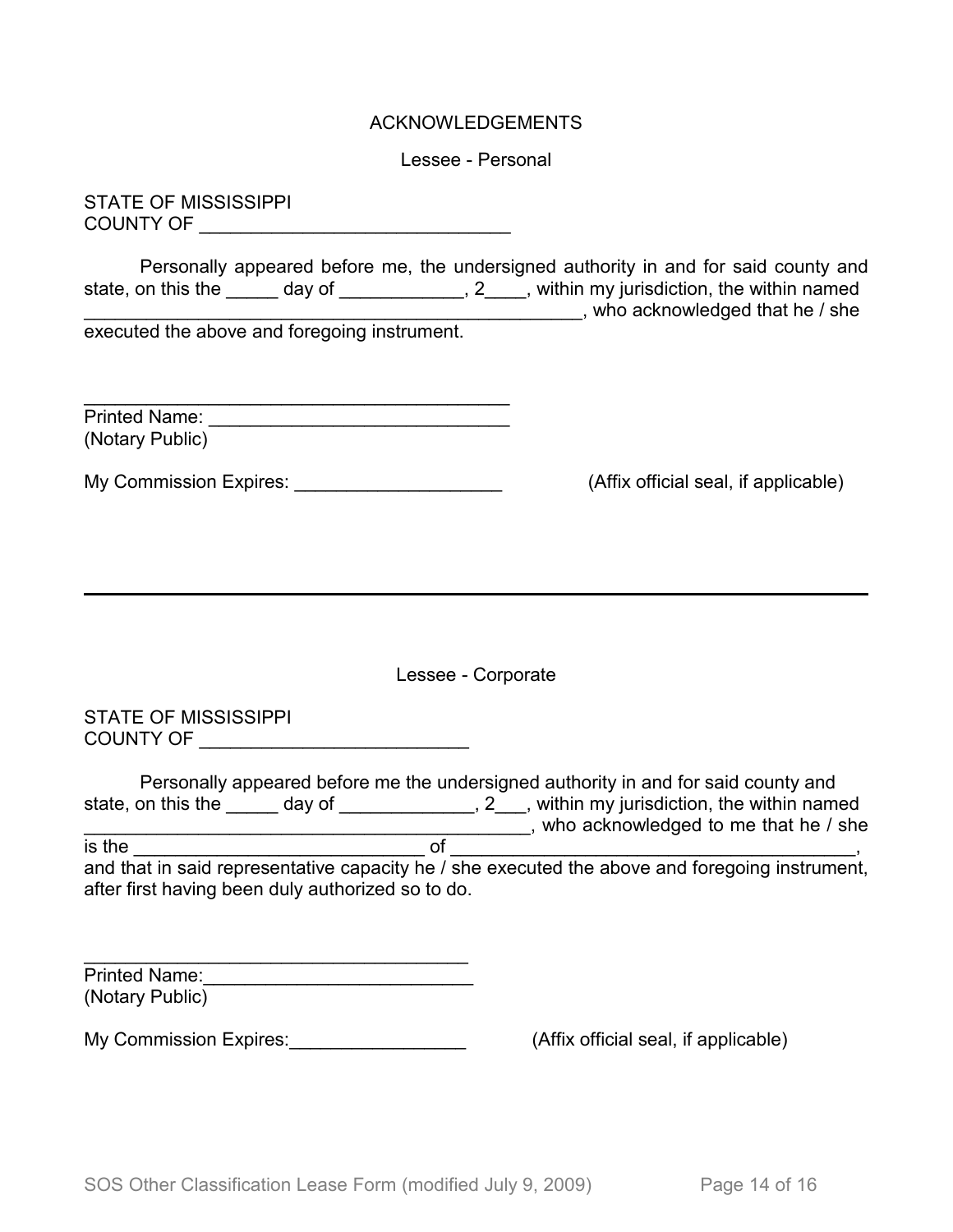## ACKNOWLEDGEMENTS

### Lessee - Personal

STATE OF MISSISSIPPI
COUNTY OF ______________________________

Personally appeared before me, the undersigned authority in and for said county and state, on this the _____ day of ____________, 2____, within my jurisdiction, the within named ________________________________________________, who acknowledged that he / she executed the above and foregoing instrument.

__________________________________________
Printed Name: ______________________________
(Notary Public)

My Commission Expires: ____________________ (Affix official seal, if applicable)

---

### Lessee - Corporate

STATE OF MISSISSIPPI
COUNTY OF __________________________

Personally appeared before me the undersigned authority in and for said county and state, on this the _____ day of _____________, 2___, within my jurisdiction, the within named __________________________________________, who acknowledged to me that he / she is the ____________________________ of ________________________________________, and that in said representative capacity he / she executed the above and foregoing instrument, after first having been duly authorized so to do.

______________________________________
Printed Name:__________________________
(Notary Public)

My Commission Expires:_________________ (Affix official seal, if applicable)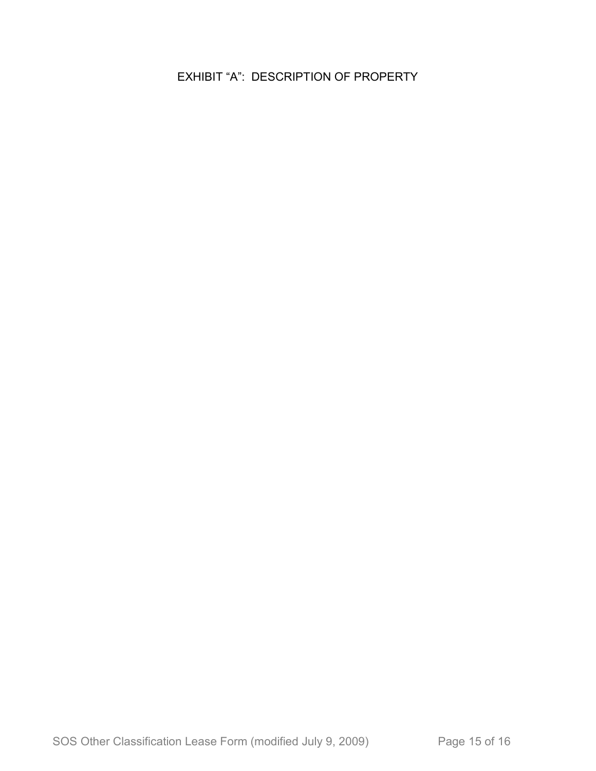# EXHIBIT "A": DESCRIPTION OF PROPERTY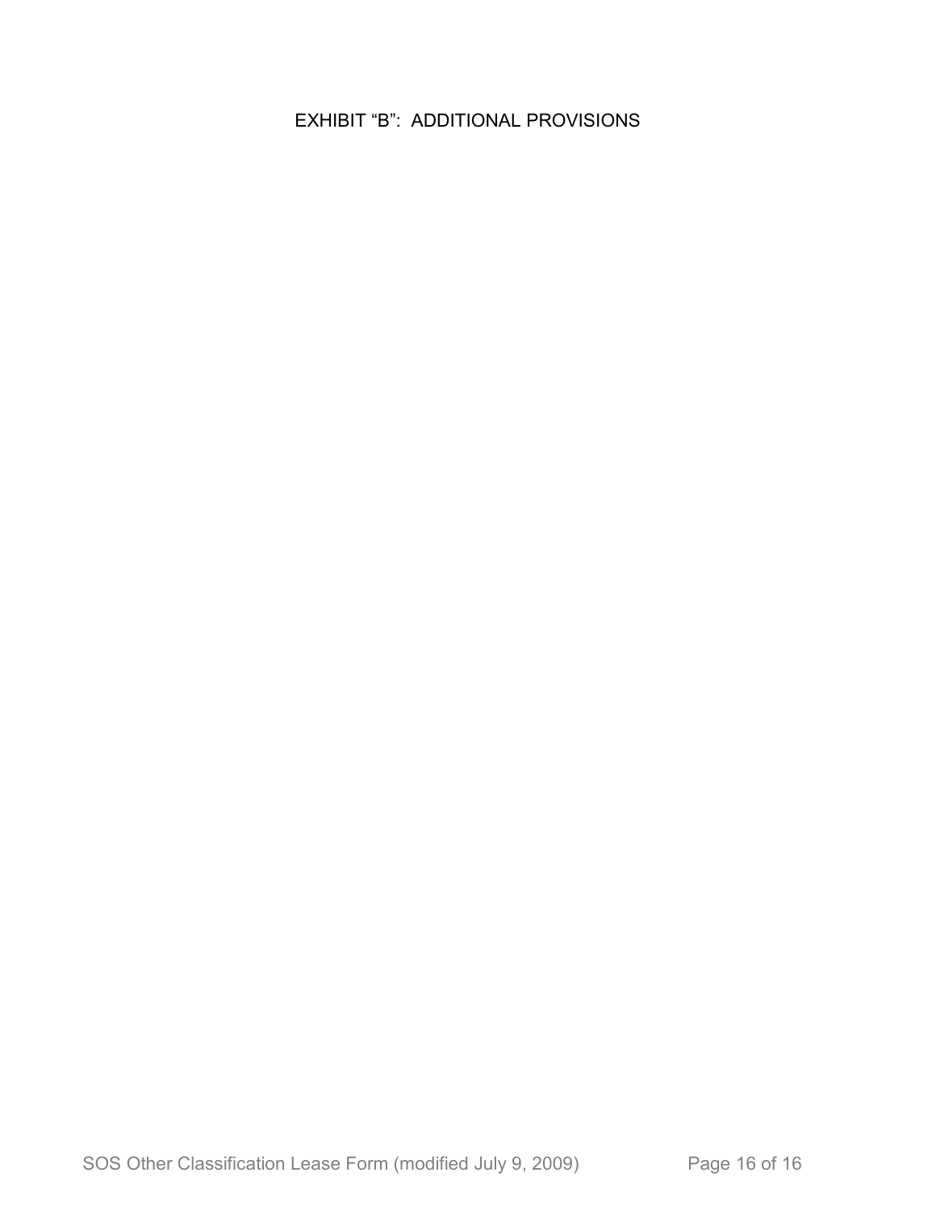# EXHIBIT "B": ADDITIONAL PROVISIONS